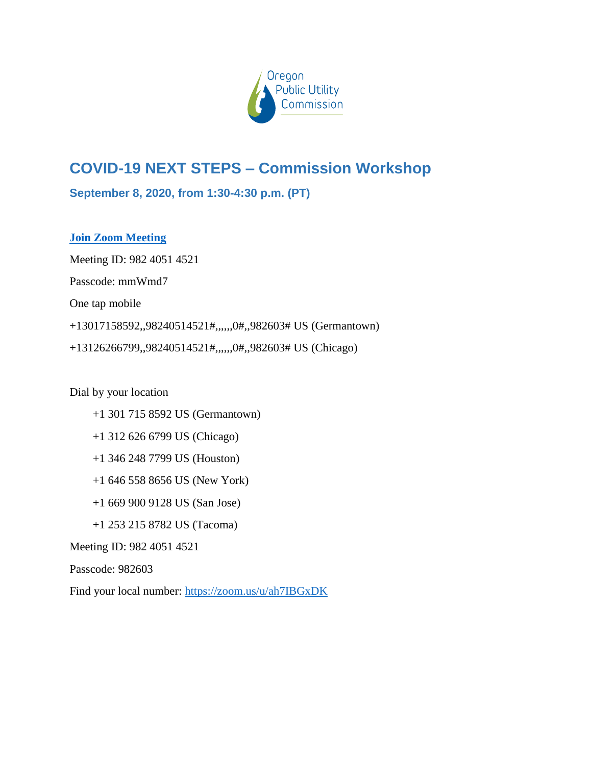Oregon Public Utility Commission

# COVID-19 NEXT STEPS – Commission Workshop

### September 8, 2020, from 1:30-4:30 p.m. (PT)

**Join Zoom Meeting**

Meeting ID: 982 4051 4521

Passcode: mmWmd7

One tap mobile

+13017158592,,98240514521#,,,,,,0#,,982603# US (Germantown)

+13126266799,,98240514521#,,,,,,0#,,982603# US (Chicago)

Dial by your location

- +1 301 715 8592 US (Germantown)
- +1 312 626 6799 US (Chicago)
- +1 346 248 7799 US (Houston)
- +1 646 558 8656 US (New York)
- +1 669 900 9128 US (San Jose)
- +1 253 215 8782 US (Tacoma)

Meeting ID: 982 4051 4521

Passcode: 982603

Find your local number: https://zoom.us/u/ah7IBGxDK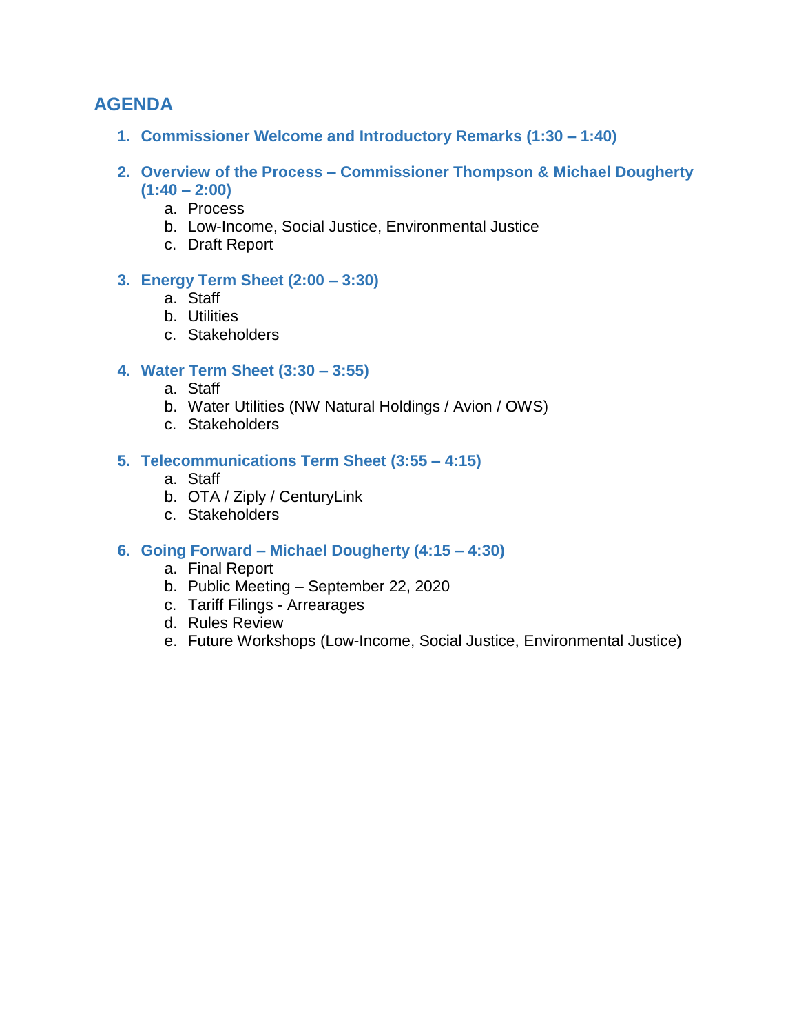## AGENDA

1. **Commissioner Welcome and Introductory Remarks (1:30 – 1:40)**

2. **Overview of the Process – Commissioner Thompson & Michael Dougherty (1:40 – 2:00)**
   a. Process
   b. Low-Income, Social Justice, Environmental Justice
   c. Draft Report

3. **Energy Term Sheet (2:00 – 3:30)**
   a. Staff
   b. Utilities
   c. Stakeholders

4. **Water Term Sheet (3:30 – 3:55)**
   a. Staff
   b. Water Utilities (NW Natural Holdings / Avion / OWS)
   c. Stakeholders

5. **Telecommunications Term Sheet (3:55 – 4:15)**
   a. Staff
   b. OTA / Ziply / CenturyLink
   c. Stakeholders

6. **Going Forward – Michael Dougherty (4:15 – 4:30)**
   a. Final Report
   b. Public Meeting – September 22, 2020
   c. Tariff Filings - Arrearages
   d. Rules Review
   e. Future Workshops (Low-Income, Social Justice, Environmental Justice)